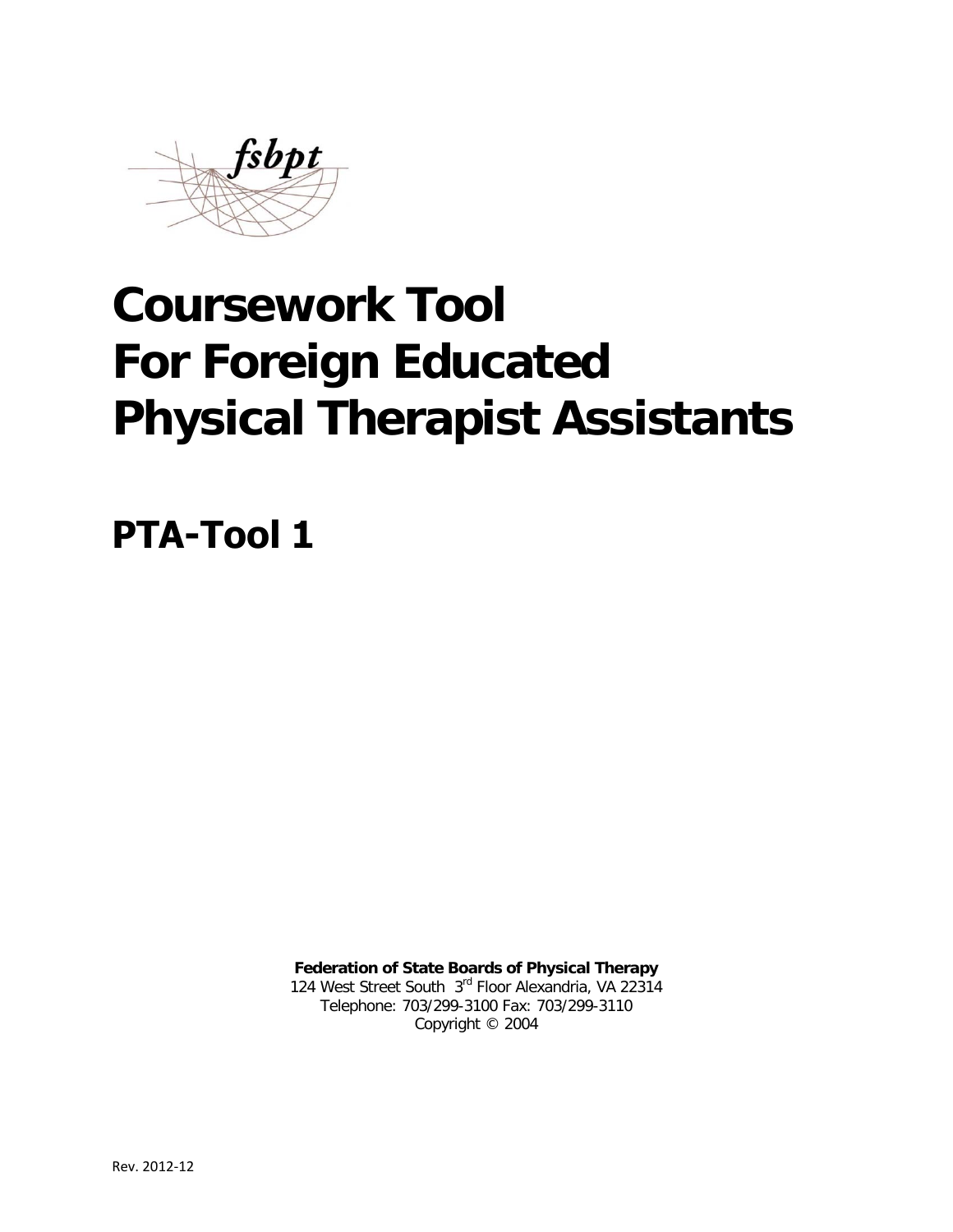fsbpt

# Coursework Tool For Foreign Educated Physical Therapist Assistants

## PTA-Tool 1

**Federation of State Boards of Physical Therapy**
124 West Street South 3rd Floor Alexandria, VA 22314
Telephone: 703/299-3100 Fax: 703/299-3110
Copyright © 2004

Rev. 2012-12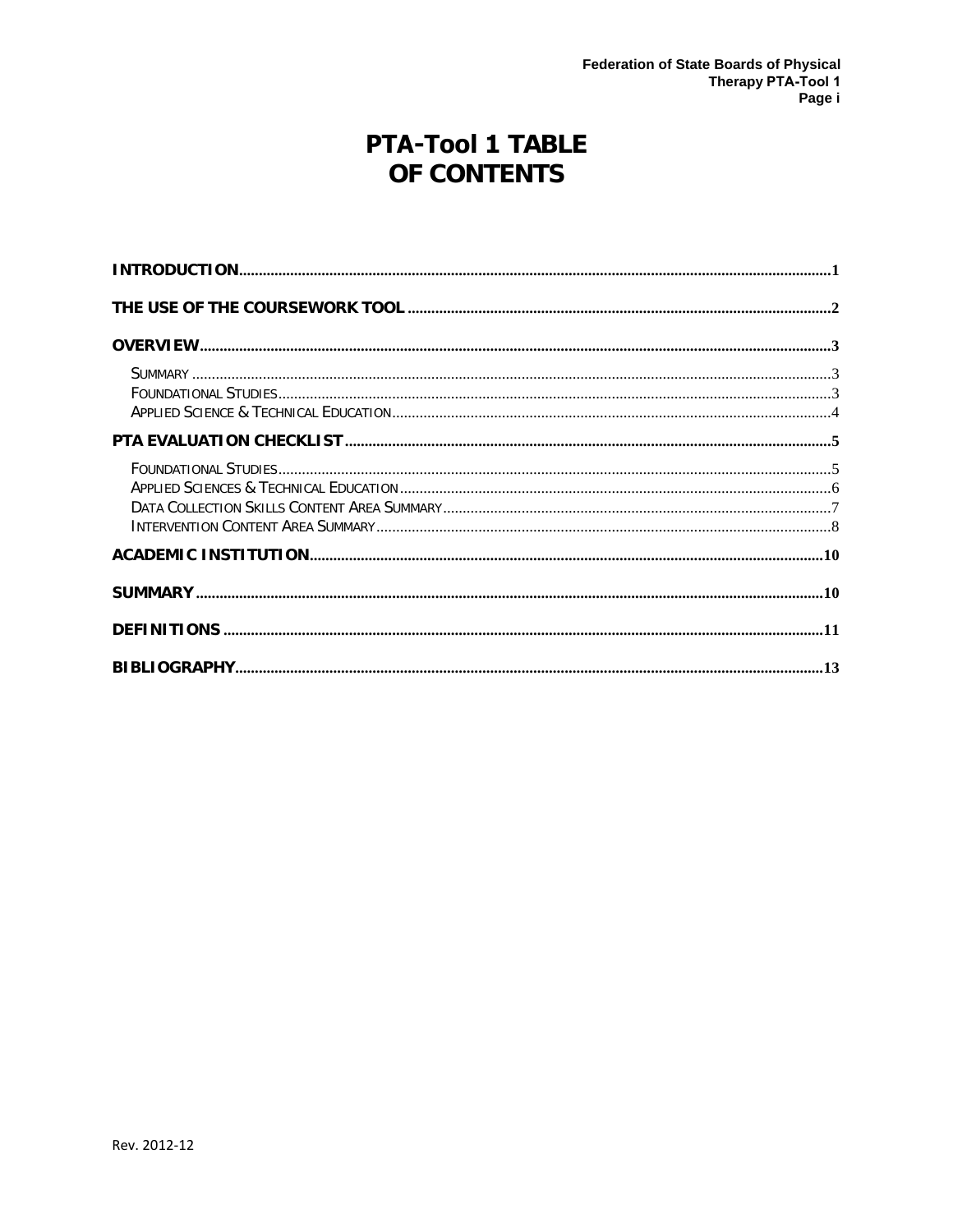# PTA-Tool 1 TABLE OF CONTENTS

**INTRODUCTION** ..... 1

**THE USE OF THE COURSEWORK TOOL** ..... 2

**OVERVIEW** ..... 3

- SUMMARY ..... 3
- FOUNDATIONAL STUDIES ..... 3
- APPLIED SCIENCE & TECHNICAL EDUCATION ..... 4

**PTA EVALUATION CHECKLIST** ..... 5

- FOUNDATIONAL STUDIES ..... 5
- APPLIED SCIENCES & TECHNICAL EDUCATION ..... 6
- DATA COLLECTION SKILLS CONTENT AREA SUMMARY ..... 7
- INTERVENTION CONTENT AREA SUMMARY ..... 8

**ACADEMIC INSTITUTION** ..... 10

**SUMMARY** ..... 10

**DEFINITIONS** ..... 11

**BIBLIOGRAPHY** ..... 13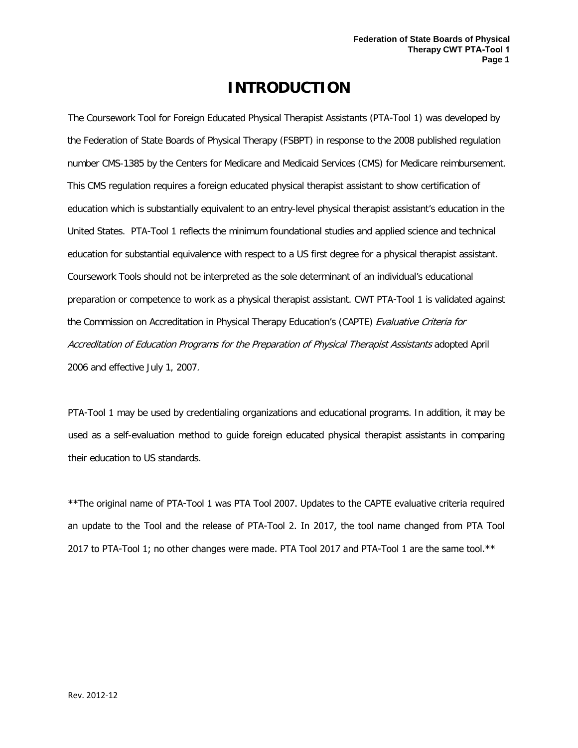# INTRODUCTION

The Coursework Tool for Foreign Educated Physical Therapist Assistants (PTA-Tool 1) was developed by the Federation of State Boards of Physical Therapy (FSBPT) in response to the 2008 published regulation number CMS-1385 by the Centers for Medicare and Medicaid Services (CMS) for Medicare reimbursement. This CMS regulation requires a foreign educated physical therapist assistant to show certification of education which is substantially equivalent to an entry-level physical therapist assistant's education in the United States. PTA-Tool 1 reflects the minimum foundational studies and applied science and technical education for substantial equivalence with respect to a US first degree for a physical therapist assistant. Coursework Tools should not be interpreted as the sole determinant of an individual's educational preparation or competence to work as a physical therapist assistant. CWT PTA-Tool 1 is validated against the Commission on Accreditation in Physical Therapy Education's (CAPTE) *Evaluative Criteria for Accreditation of Education Programs for the Preparation of Physical Therapist Assistants* adopted April 2006 and effective July 1, 2007.

PTA-Tool 1 may be used by credentialing organizations and educational programs. In addition, it may be used as a self-evaluation method to guide foreign educated physical therapist assistants in comparing their education to US standards.

**The original name of PTA-Tool 1 was PTA Tool 2007. Updates to the CAPTE evaluative criteria required an update to the Tool and the release of PTA-Tool 2. In 2017, the tool name changed from PTA Tool 2017 to PTA-Tool 1; no other changes were made. PTA Tool 2017 and PTA-Tool 1 are the same tool.**

Rev. 2012-12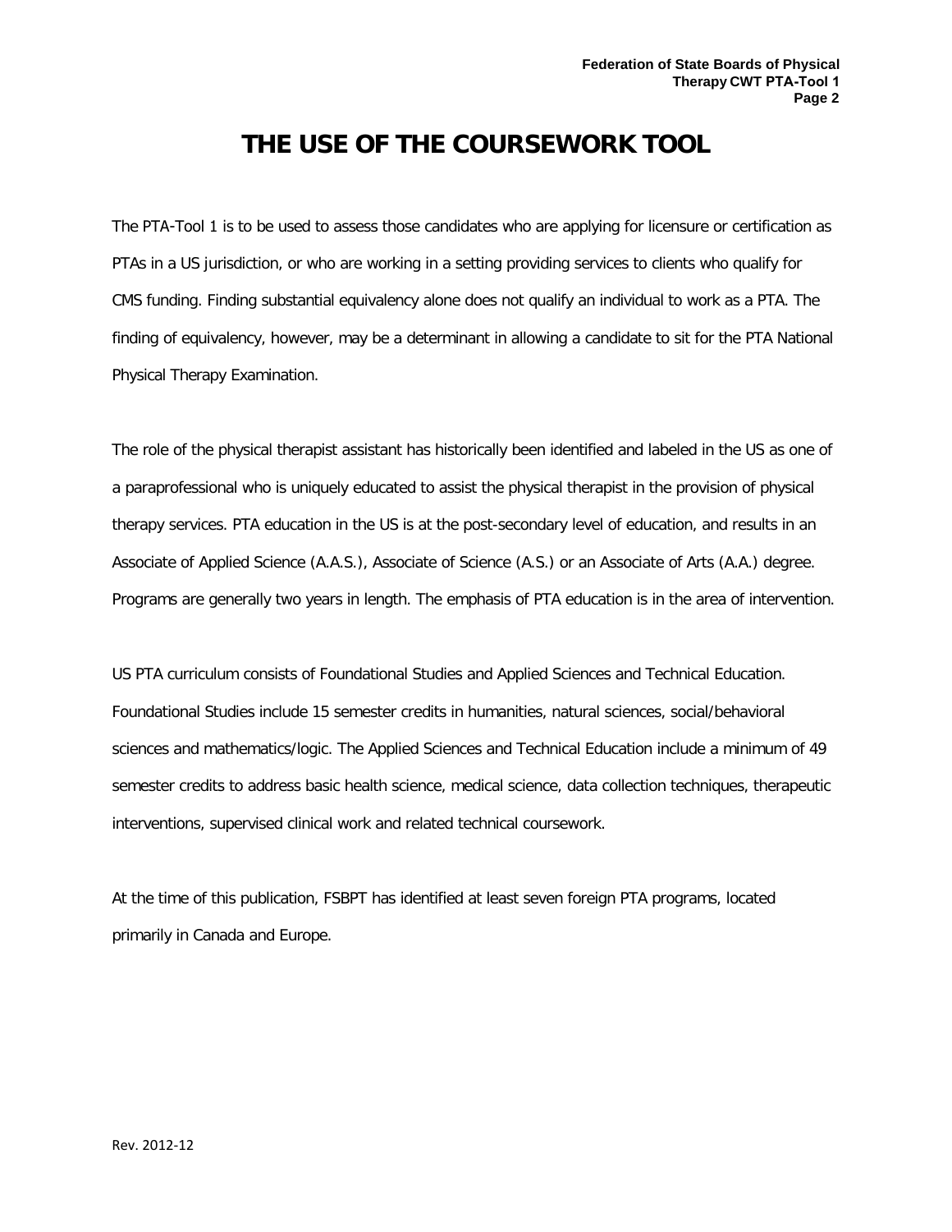# THE USE OF THE COURSEWORK TOOL

The PTA-Tool 1 is to be used to assess those candidates who are applying for licensure or certification as PTAs in a US jurisdiction, or who are working in a setting providing services to clients who qualify for CMS funding. Finding substantial equivalency alone does not qualify an individual to work as a PTA. The finding of equivalency, however, may be a determinant in allowing a candidate to sit for the PTA National Physical Therapy Examination.

The role of the physical therapist assistant has historically been identified and labeled in the US as one of a paraprofessional who is uniquely educated to assist the physical therapist in the provision of physical therapy services. PTA education in the US is at the post-secondary level of education, and results in an Associate of Applied Science (A.A.S.), Associate of Science (A.S.) or an Associate of Arts (A.A.) degree. Programs are generally two years in length. The emphasis of PTA education is in the area of intervention.

US PTA curriculum consists of Foundational Studies and Applied Sciences and Technical Education. Foundational Studies include 15 semester credits in humanities, natural sciences, social/behavioral sciences and mathematics/logic. The Applied Sciences and Technical Education include a minimum of 49 semester credits to address basic health science, medical science, data collection techniques, therapeutic interventions, supervised clinical work and related technical coursework.

At the time of this publication, FSBPT has identified at least seven foreign PTA programs, located primarily in Canada and Europe.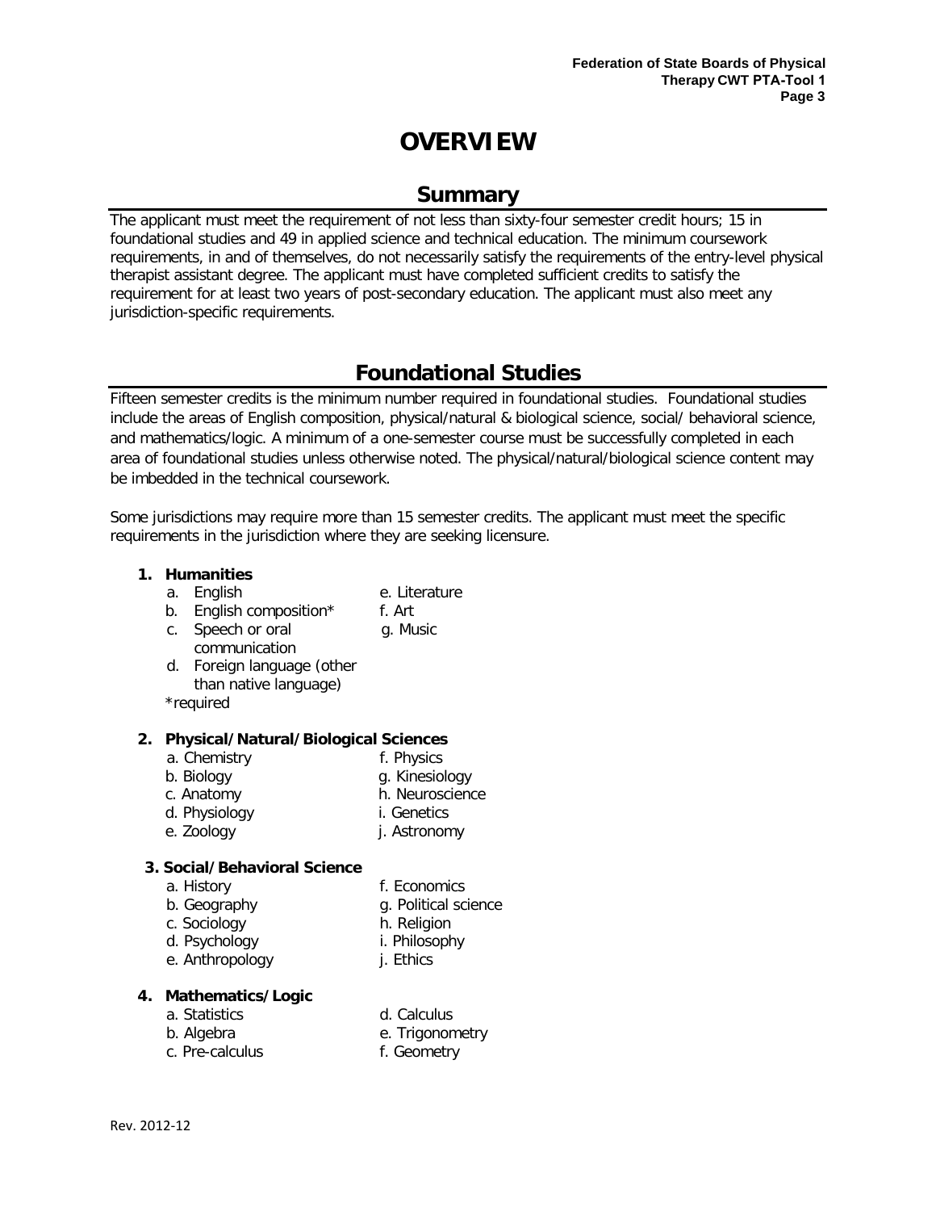# OVERVIEW

## Summary

The applicant must meet the requirement of not less than sixty-four semester credit hours; 15 in foundational studies and 49 in applied science and technical education. The minimum coursework requirements, in and of themselves, do not necessarily satisfy the requirements of the entry-level physical therapist assistant degree. The applicant must have completed sufficient credits to satisfy the requirement for at least two years of post-secondary education. The applicant must also meet any jurisdiction-specific requirements.

## Foundational Studies

Fifteen semester credits is the minimum number required in foundational studies. Foundational studies include the areas of English composition, physical/natural & biological science, social/ behavioral science, and mathematics/logic. A minimum of a one-semester course must be successfully completed in each area of foundational studies unless otherwise noted. The physical/natural/biological science content may be imbedded in the technical coursework.

Some jurisdictions may require more than 15 semester credits. The applicant must meet the specific requirements in the jurisdiction where they are seeking licensure.

**1. Humanities**

a. English
b. English composition*
c. Speech or oral communication
d. Foreign language (other than native language)
e. Literature
f. Art
g. Music

*required

**2. Physical/Natural/Biological Sciences**

a. Chemistry
b. Biology
c. Anatomy
d. Physiology
e. Zoology
f. Physics
g. Kinesiology
h. Neuroscience
i. Genetics
j. Astronomy

**3. Social/Behavioral Science**

a. History
b. Geography
c. Sociology
d. Psychology
e. Anthropology
f. Economics
g. Political science
h. Religion
i. Philosophy
j. Ethics

**4. Mathematics/Logic**

a. Statistics
b. Algebra
c. Pre-calculus
d. Calculus
e. Trigonometry
f. Geometry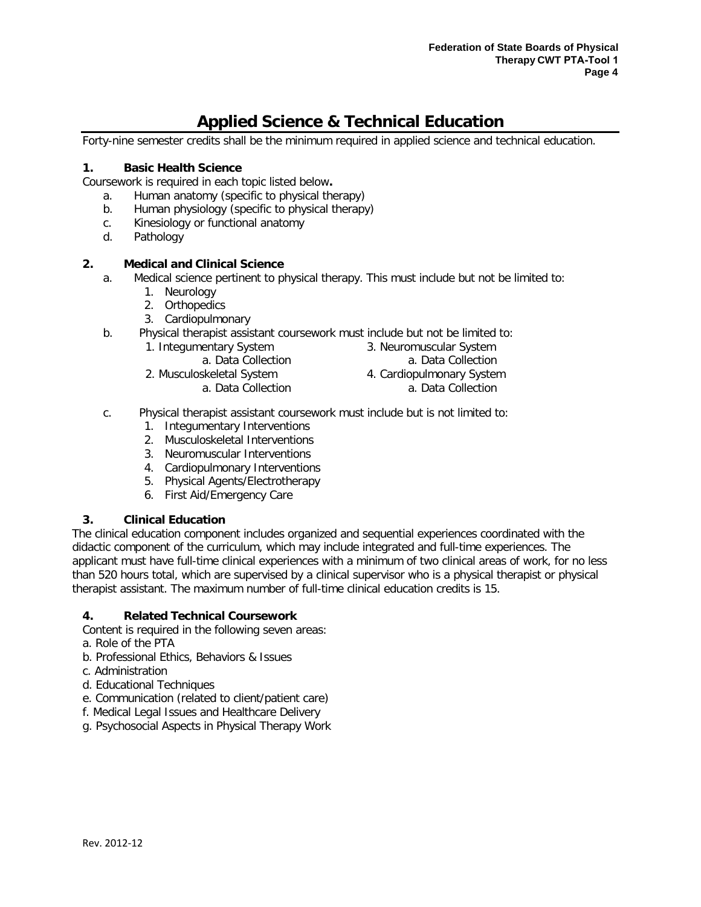# Applied Science & Technical Education

Forty-nine semester credits shall be the minimum required in applied science and technical education.

### 1. Basic Health Science

Coursework is required in each topic listed below**.**

a. Human anatomy (specific to physical therapy)
b. Human physiology (specific to physical therapy)
c. Kinesiology or functional anatomy
d. Pathology

### 2. Medical and Clinical Science

a. Medical science pertinent to physical therapy. This must include but not be limited to:
   1. Neurology
   2. Orthopedics
   3. Cardiopulmonary

b. Physical therapist assistant coursework must include but not be limited to:
   1. Integumentary System
      a. Data Collection
   2. Musculoskeletal System
      a. Data Collection
   3. Neuromuscular System
      a. Data Collection
   4. Cardiopulmonary System
      a. Data Collection

c. Physical therapist assistant coursework must include but is not limited to:
   1. Integumentary Interventions
   2. Musculoskeletal Interventions
   3. Neuromuscular Interventions
   4. Cardiopulmonary Interventions
   5. Physical Agents/Electrotherapy
   6. First Aid/Emergency Care

### 3. Clinical Education

The clinical education component includes organized and sequential experiences coordinated with the didactic component of the curriculum, which may include integrated and full-time experiences. The applicant must have full-time clinical experiences with a minimum of two clinical areas of work, for no less than 520 hours total, which are supervised by a clinical supervisor who is a physical therapist or physical therapist assistant. The maximum number of full-time clinical education credits is 15.

### 4. Related Technical Coursework

Content is required in the following seven areas:

a. Role of the PTA
b. Professional Ethics, Behaviors & Issues
c. Administration
d. Educational Techniques
e. Communication (related to client/patient care)
f. Medical Legal Issues and Healthcare Delivery
g. Psychosocial Aspects in Physical Therapy Work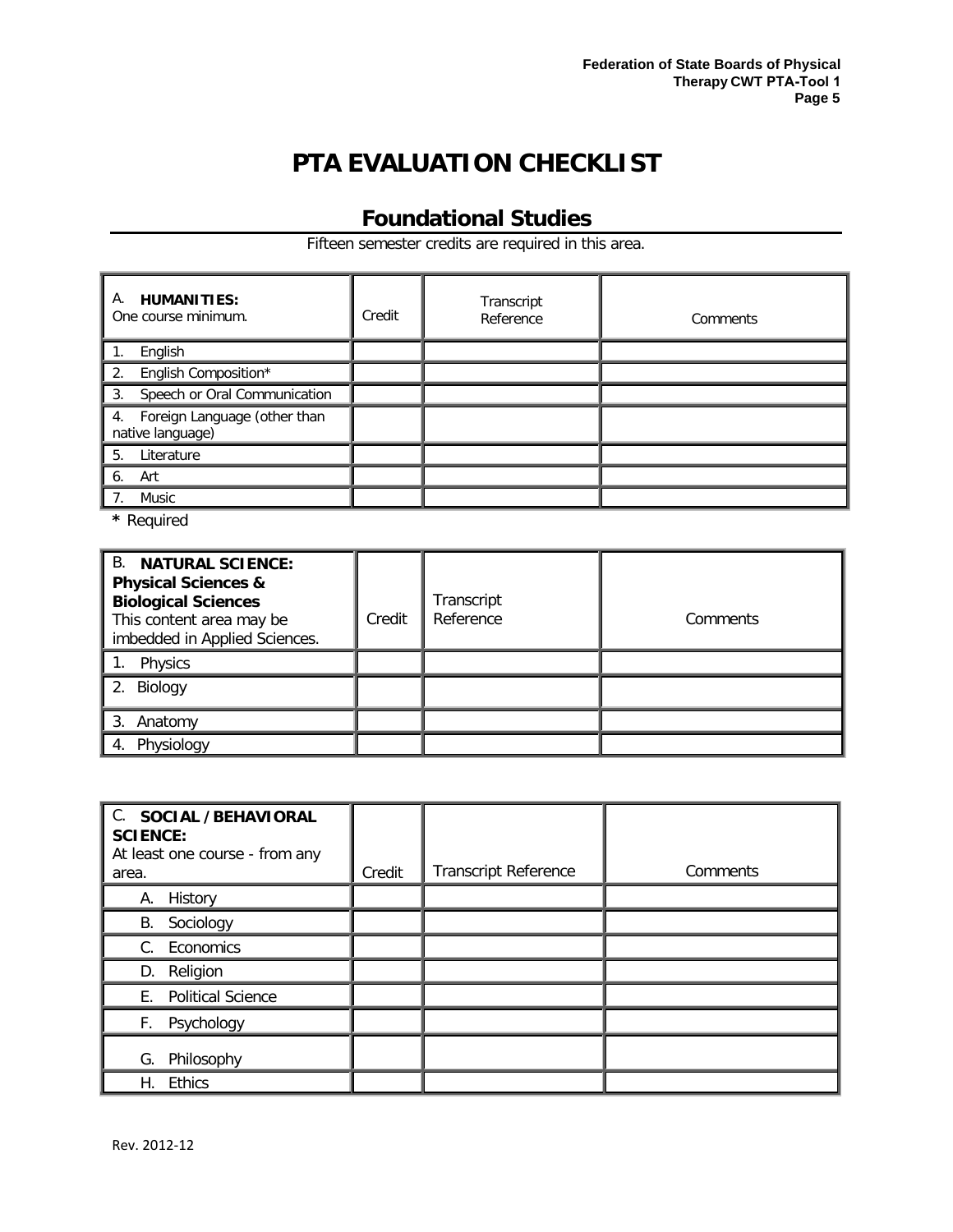# PTA EVALUATION CHECKLIST

## Foundational Studies

Fifteen semester credits are required in this area.

| A. **HUMANITIES:** One course minimum. | Credit | Transcript Reference | Comments |
|---|---|---|---|
| 1. English | | | |
| 2. English Composition* | | | |
| 3. Speech or Oral Communication | | | |
| 4. Foreign Language (other than native language) | | | |
| 5. Literature | | | |
| 6. Art | | | |
| 7. Music | | | |

**\*** Required

| B. **NATURAL SCIENCE: Physical Sciences & Biological Sciences** This content area may be imbedded in Applied Sciences. | Credit | Transcript Reference | Comments |
|---|---|---|---|
| 1. Physics | | | |
| 2. Biology | | | |
| 3. Anatomy | | | |
| 4. Physiology | | | |

| C. **SOCIAL / BEHAVIORAL SCIENCE:** At least one course - from any area. | Credit | Transcript Reference | Comments |
|---|---|---|---|
| A. History | | | |
| B. Sociology | | | |
| C. Economics | | | |
| D. Religion | | | |
| E. Political Science | | | |
| F. Psychology | | | |
| G. Philosophy | | | |
| H. Ethics | | | |

Rev. 2012-12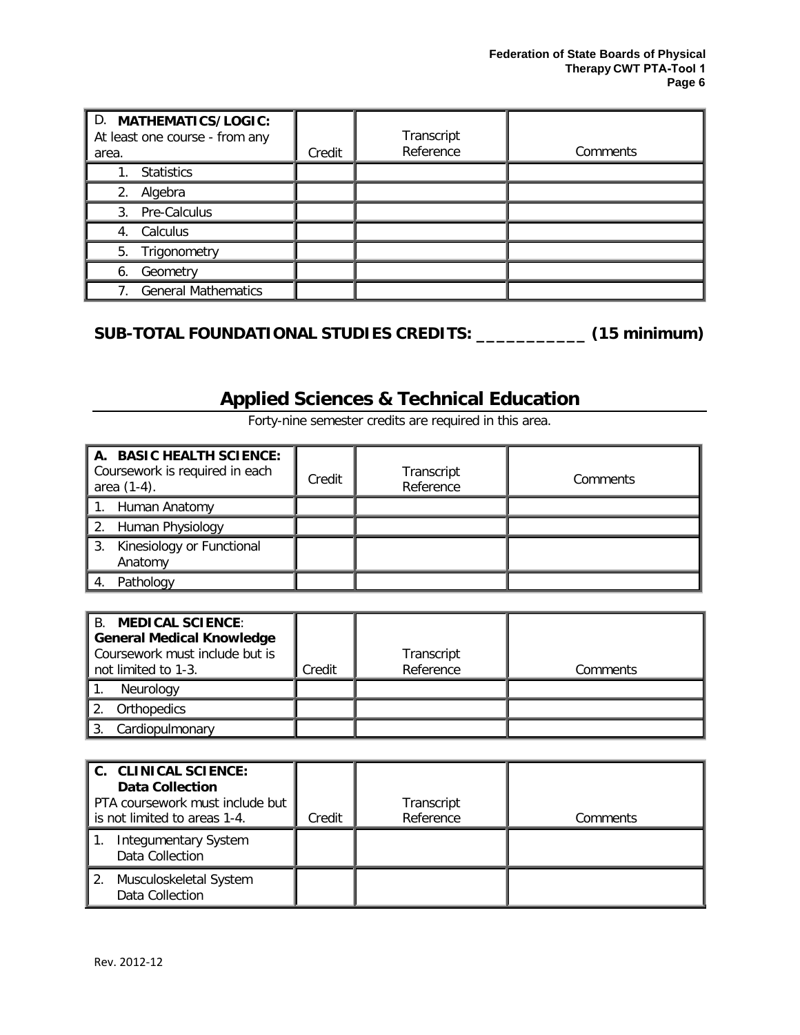| D. **MATHEMATICS/LOGIC:** At least one course - from any area. | Credit | Transcript Reference | Comments |
|---|---|---|---|
| 1. Statistics | | | |
| 2. Algebra | | | |
| 3. Pre-Calculus | | | |
| 4. Calculus | | | |
| 5. Trigonometry | | | |
| 6. Geometry | | | |
| 7. General Mathematics | | | |

**SUB-TOTAL FOUNDATIONAL STUDIES CREDITS: ___________ (15 minimum)**

## Applied Sciences & Technical Education

Forty-nine semester credits are required in this area.

| **A. BASIC HEALTH SCIENCE:** Coursework is required in each area (1-4). | Credit | Transcript Reference | Comments |
|---|---|---|---|
| 1. Human Anatomy | | | |
| 2. Human Physiology | | | |
| 3. Kinesiology or Functional Anatomy | | | |
| 4. Pathology | | | |

| B. **MEDICAL SCIENCE**: **General Medical Knowledge** Coursework must include but is not limited to 1-3. | Credit | Transcript Reference | Comments |
|---|---|---|---|
| 1. Neurology | | | |
| 2. Orthopedics | | | |
| 3. Cardiopulmonary | | | |

| **C. CLINICAL SCIENCE: Data Collection** PTA coursework must include but is not limited to areas 1-4. | Credit | Transcript Reference | Comments |
|---|---|---|---|
| 1. Integumentary System Data Collection | | | |
| 2. Musculoskeletal System Data Collection | | | |

Rev. 2012-12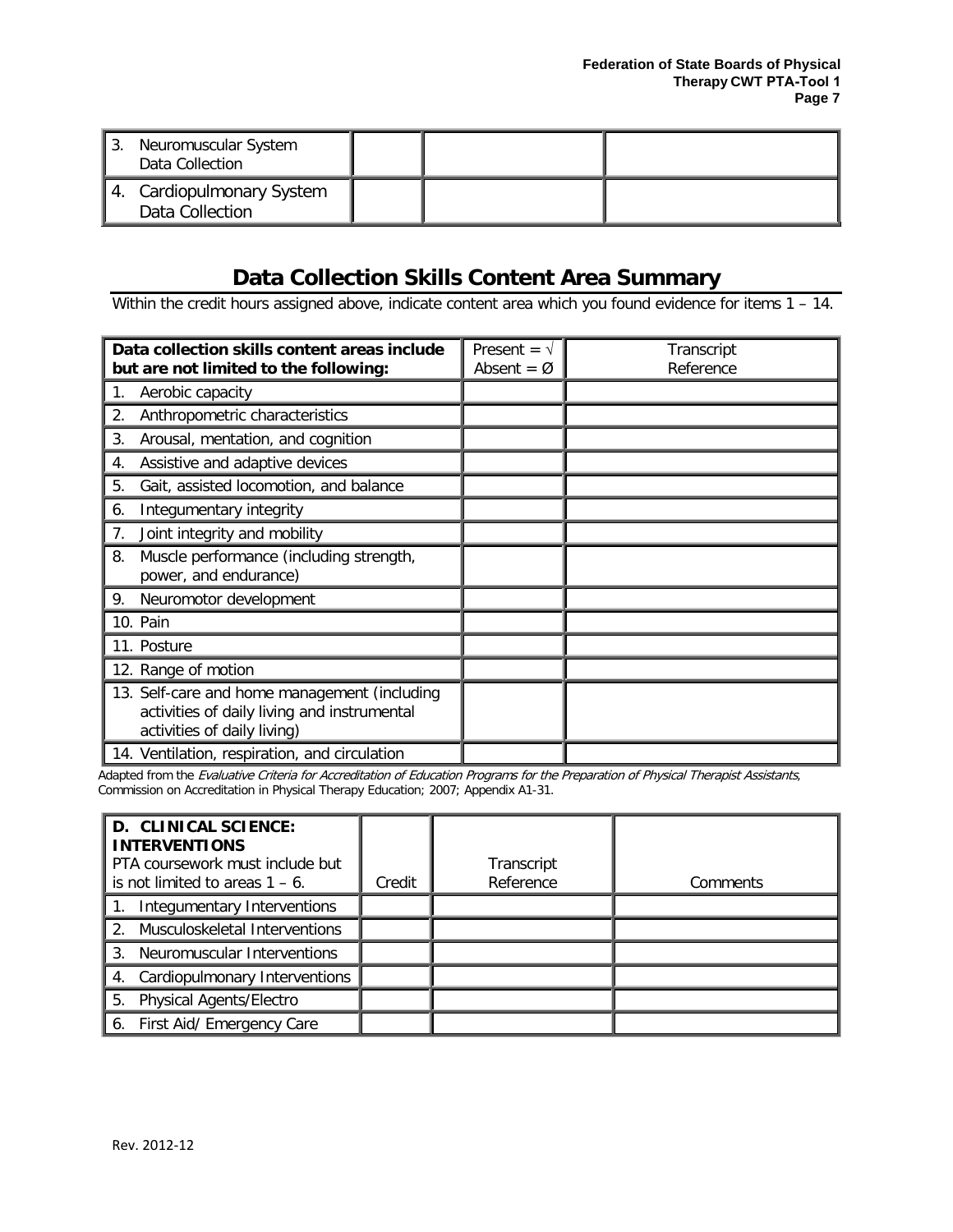| 3. Neuromuscular System Data Collection | | | |
|---|---|---|---|
| 4. Cardiopulmonary System Data Collection | | | |

## Data Collection Skills Content Area Summary

Within the credit hours assigned above, indicate content area which you found evidence for items 1 – 14.

| Data collection skills content areas include but are not limited to the following: | Present = √ Absent = Ø | Transcript Reference |
|---|---|---|
| 1. Aerobic capacity | | |
| 2. Anthropometric characteristics | | |
| 3. Arousal, mentation, and cognition | | |
| 4. Assistive and adaptive devices | | |
| 5. Gait, assisted locomotion, and balance | | |
| 6. Integumentary integrity | | |
| 7. Joint integrity and mobility | | |
| 8. Muscle performance (including strength, power, and endurance) | | |
| 9. Neuromotor development | | |
| 10. Pain | | |
| 11. Posture | | |
| 12. Range of motion | | |
| 13. Self-care and home management (including activities of daily living and instrumental activities of daily living) | | |
| 14. Ventilation, respiration, and circulation | | |

Adapted from the *Evaluative Criteria for Accreditation of Education Programs for the Preparation of Physical Therapist Assistants*, Commission on Accreditation in Physical Therapy Education; 2007; Appendix A1-31.

| **D. CLINICAL SCIENCE: INTERVENTIONS** PTA coursework must include but is not limited to areas 1 – 6. | Credit | Transcript Reference | Comments |
|---|---|---|---|
| 1. Integumentary Interventions | | | |
| 2. Musculoskeletal Interventions | | | |
| 3. Neuromuscular Interventions | | | |
| 4. Cardiopulmonary Interventions | | | |
| 5. Physical Agents/Electro | | | |
| 6. First Aid/ Emergency Care | | | |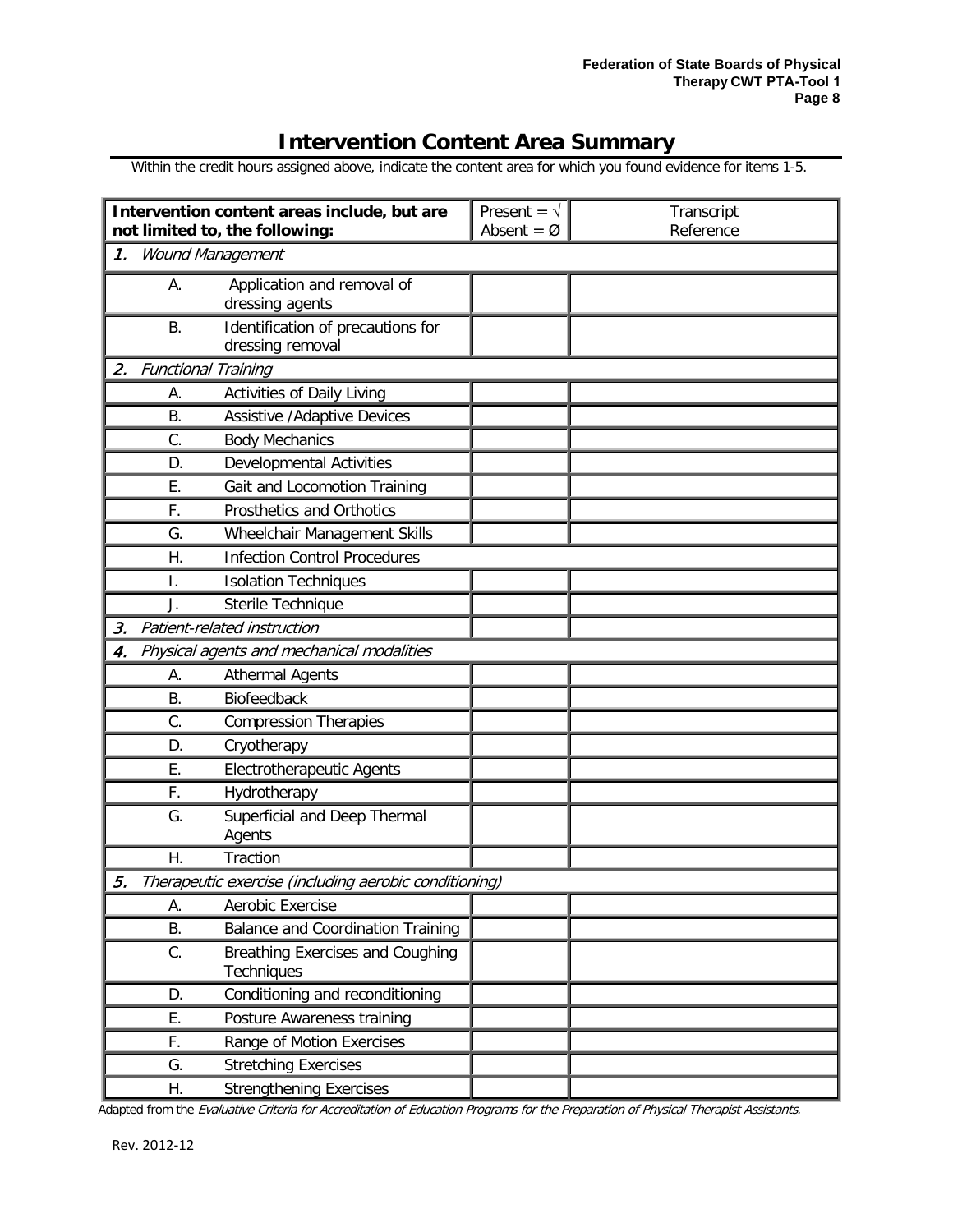# Intervention Content Area Summary

Within the credit hours assigned above, indicate the content area for which you found evidence for items 1-5.

| Intervention content areas include, but are not limited to, the following: | | Present = √<br>Absent = Ø | Transcript Reference |
|---|---|---|---|
| *1. Wound Management* | | | |
| A. | Application and removal of dressing agents | | |
| B. | Identification of precautions for dressing removal | | |
| *2. Functional Training* | | | |
| A. | Activities of Daily Living | | |
| B. | Assistive /Adaptive Devices | | |
| C. | Body Mechanics | | |
| D. | Developmental Activities | | |
| E. | Gait and Locomotion Training | | |
| F. | Prosthetics and Orthotics | | |
| G. | Wheelchair Management Skills | | |
| H. | Infection Control Procedures | | |
| I. | Isolation Techniques | | |
| J. | Sterile Technique | | |
| *3. Patient-related instruction* | | | |
| *4. Physical agents and mechanical modalities* | | | |
| A. | Athermal Agents | | |
| B. | Biofeedback | | |
| C. | Compression Therapies | | |
| D. | Cryotherapy | | |
| E. | Electrotherapeutic Agents | | |
| F. | Hydrotherapy | | |
| G. | Superficial and Deep Thermal Agents | | |
| H. | Traction | | |
| *5. Therapeutic exercise (including aerobic conditioning)* | | | |
| A. | Aerobic Exercise | | |
| B. | Balance and Coordination Training | | |
| C. | Breathing Exercises and Coughing Techniques | | |
| D. | Conditioning and reconditioning | | |
| E. | Posture Awareness training | | |
| F. | Range of Motion Exercises | | |
| G. | Stretching Exercises | | |
| H. | Strengthening Exercises | | |

Adapted from the *Evaluative Criteria for Accreditation of Education Programs for the Preparation of Physical Therapist Assistants.*

Rev. 2012-12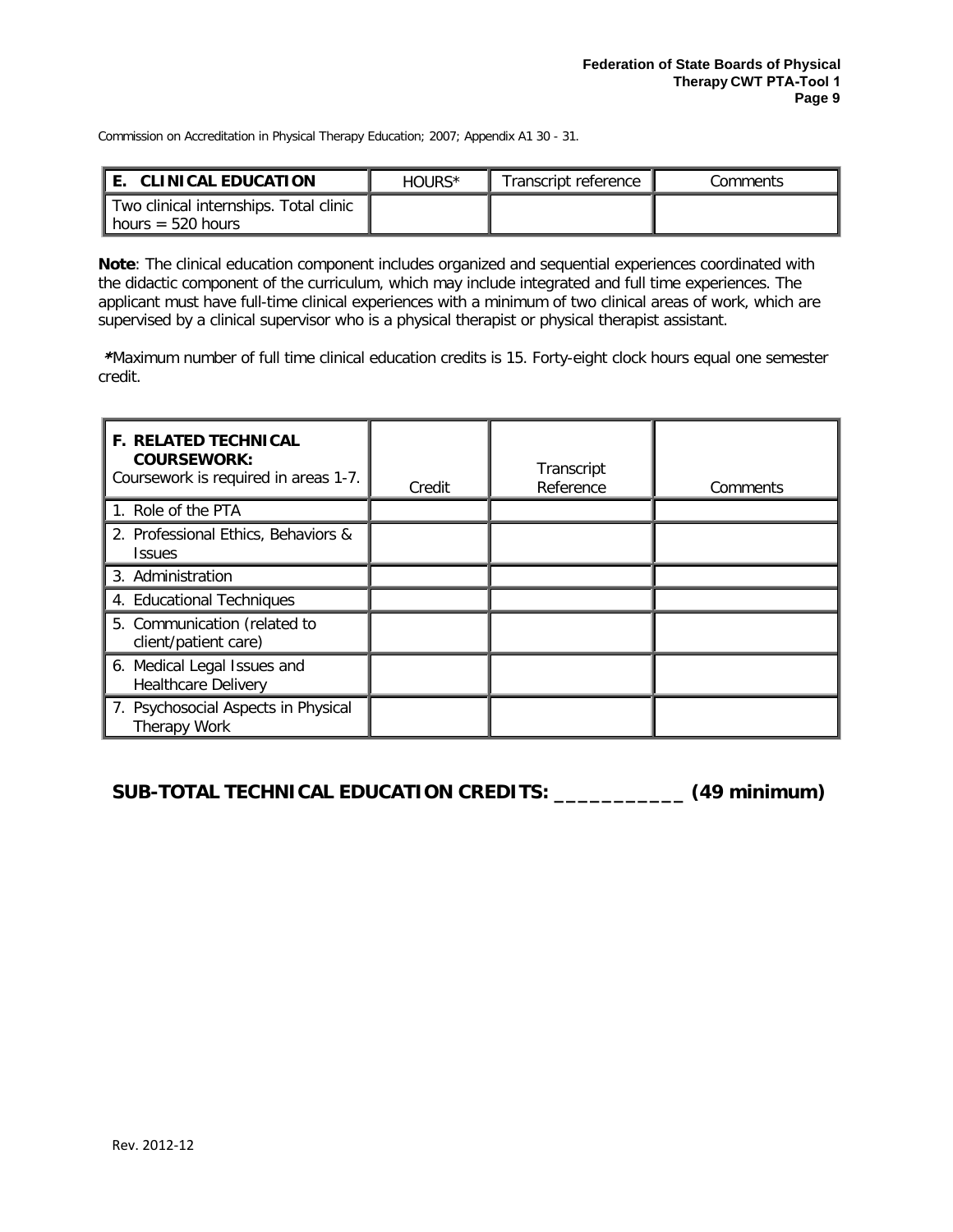Commission on Accreditation in Physical Therapy Education; 2007; Appendix A1 30 - 31.

| **E. CLINICAL EDUCATION** | HOURS* | Transcript reference | Comments |
| --- | --- | --- | --- |
| Two clinical internships. Total clinic hours = 520 hours | | | |

**Note**: The clinical education component includes organized and sequential experiences coordinated with the didactic component of the curriculum, which may include integrated and full time experiences. The applicant must have full-time clinical experiences with a minimum of two clinical areas of work, which are supervised by a clinical supervisor who is a physical therapist or physical therapist assistant.

***Maximum number of full time clinical education credits is 15. Forty-eight clock hours equal one semester credit.

| **F. RELATED TECHNICAL COURSEWORK:** Coursework is required in areas 1-7. | Credit | Transcript Reference | Comments |
| --- | --- | --- | --- |
| 1. Role of the PTA | | | |
| 2. Professional Ethics, Behaviors & Issues | | | |
| 3. Administration | | | |
| 4. Educational Techniques | | | |
| 5. Communication (related to client/patient care) | | | |
| 6. Medical Legal Issues and Healthcare Delivery | | | |
| 7. Psychosocial Aspects in Physical Therapy Work | | | |

**SUB-TOTAL TECHNICAL EDUCATION CREDITS: ___________ (49 minimum)**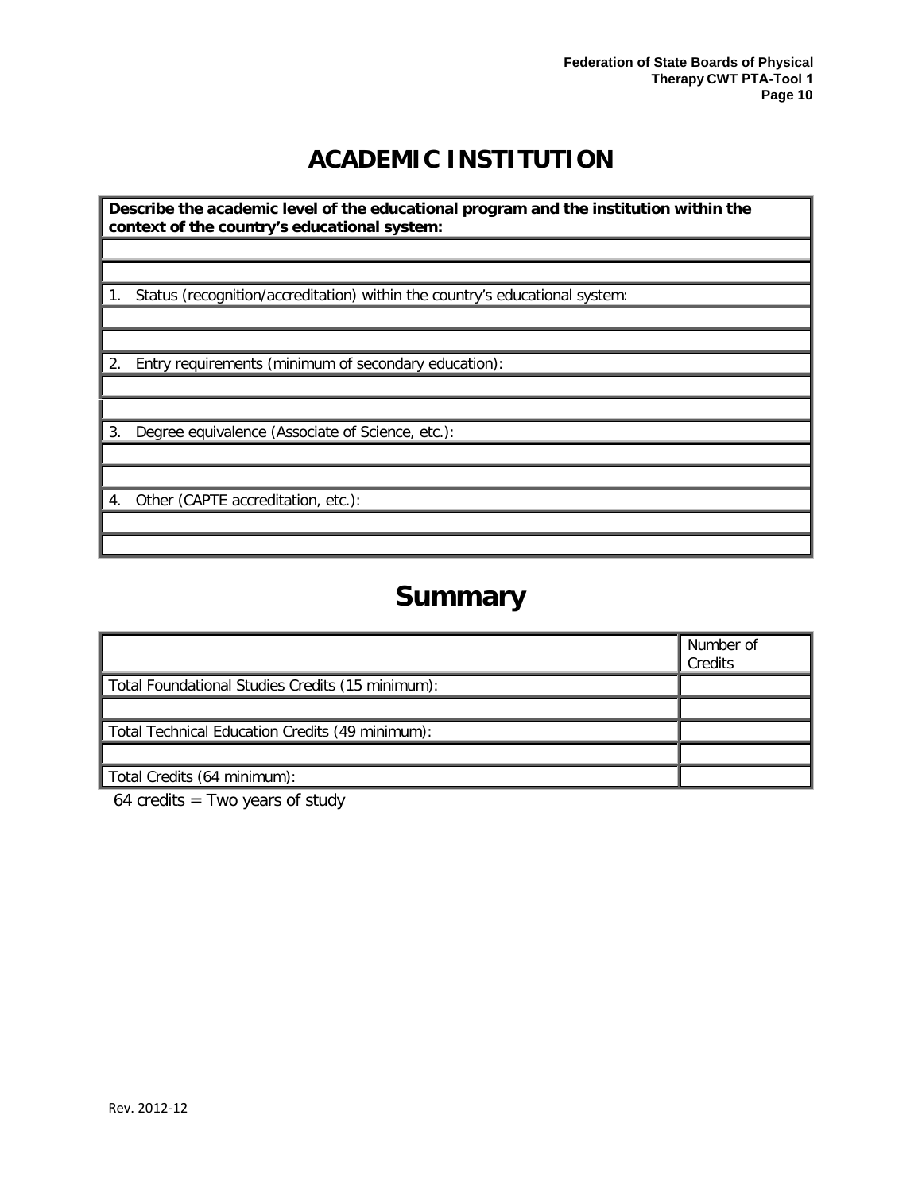# ACADEMIC INSTITUTION

| **Describe the academic level of the educational program and the institution within the context of the country's educational system:** |
|---|
| |
| |
| 1. Status (recognition/accreditation) within the country's educational system: |
| |
| |
| 2. Entry requirements (minimum of secondary education): |
| |
| |
| 3. Degree equivalence (Associate of Science, etc.): |
| |
| |
| 4. Other (CAPTE accreditation, etc.): |
| |
| |

# Summary

| | Number of Credits |
|---|---|
| Total Foundational Studies Credits (15 minimum): | |
| | |
| Total Technical Education Credits (49 minimum): | |
| | |
| Total Credits (64 minimum): | |

64 credits = Two years of study

Rev. 2012-12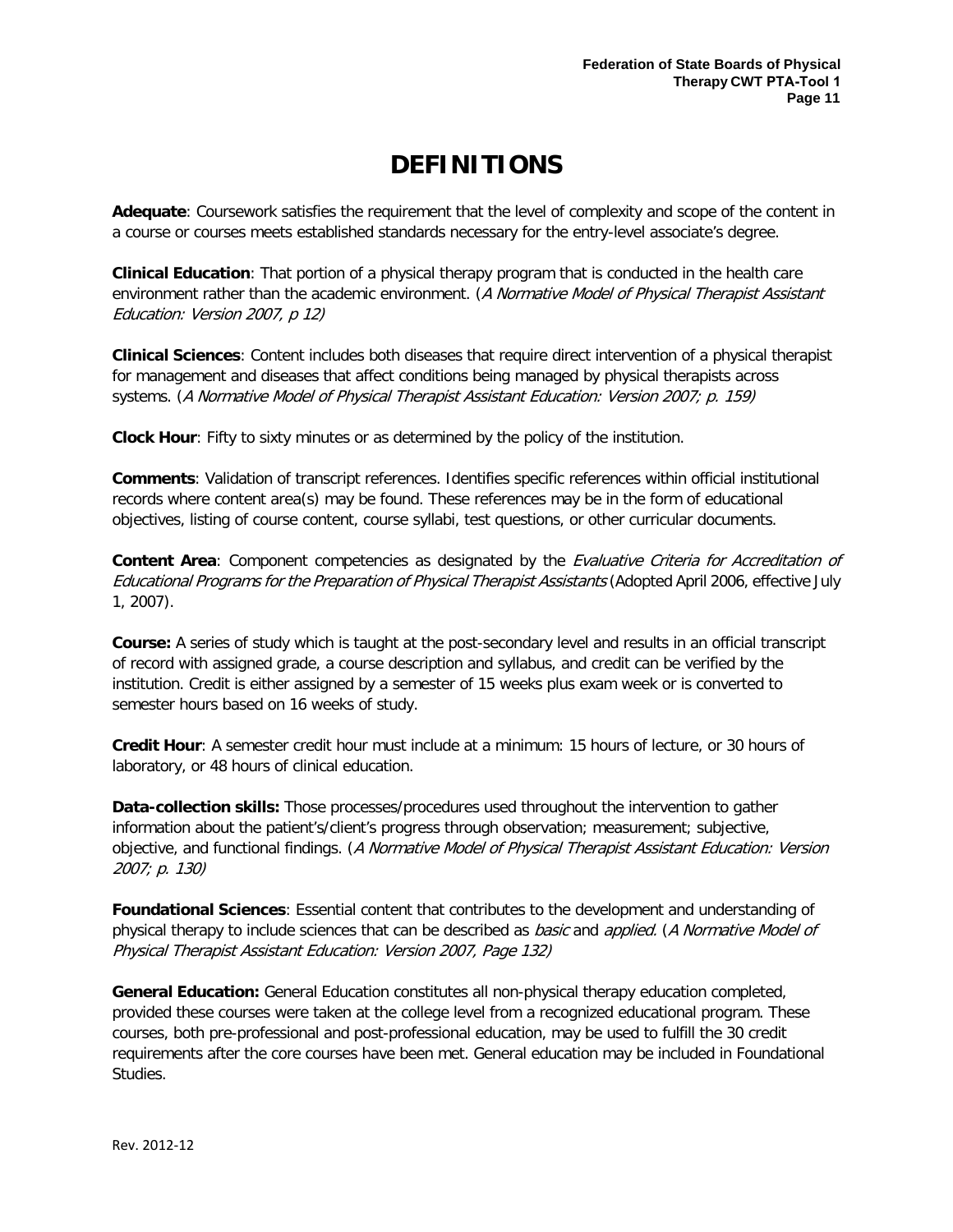# DEFINITIONS

**Adequate**: Coursework satisfies the requirement that the level of complexity and scope of the content in a course or courses meets established standards necessary for the entry-level associate's degree.

**Clinical Education**: That portion of a physical therapy program that is conducted in the health care environment rather than the academic environment. (*A Normative Model of Physical Therapist Assistant Education: Version 2007, p 12)*

**Clinical Sciences**: Content includes both diseases that require direct intervention of a physical therapist for management and diseases that affect conditions being managed by physical therapists across systems. (*A Normative Model of Physical Therapist Assistant Education: Version 2007; p. 159)*

**Clock Hour**: Fifty to sixty minutes or as determined by the policy of the institution.

**Comments**: Validation of transcript references. Identifies specific references within official institutional records where content area(s) may be found. These references may be in the form of educational objectives, listing of course content, course syllabi, test questions, or other curricular documents.

**Content Area**: Component competencies as designated by the *Evaluative Criteria for Accreditation of Educational Programs for the Preparation of Physical Therapist Assistants* (Adopted April 2006, effective July 1, 2007).

**Course:** A series of study which is taught at the post-secondary level and results in an official transcript of record with assigned grade, a course description and syllabus, and credit can be verified by the institution. Credit is either assigned by a semester of 15 weeks plus exam week or is converted to semester hours based on 16 weeks of study.

**Credit Hour**: A semester credit hour must include at a minimum: 15 hours of lecture, or 30 hours of laboratory, or 48 hours of clinical education.

**Data-collection skills:** Those processes/procedures used throughout the intervention to gather information about the patient's/client's progress through observation; measurement; subjective, objective, and functional findings. (*A Normative Model of Physical Therapist Assistant Education: Version 2007; p. 130)*

**Foundational Sciences**: Essential content that contributes to the development and understanding of physical therapy to include sciences that can be described as *basic* and *applied*. (*A Normative Model of Physical Therapist Assistant Education: Version 2007, Page 132)*

**General Education:** General Education constitutes all non-physical therapy education completed, provided these courses were taken at the college level from a recognized educational program. These courses, both pre-professional and post-professional education, may be used to fulfill the 30 credit requirements after the core courses have been met. General education may be included in Foundational Studies.

Rev. 2012-12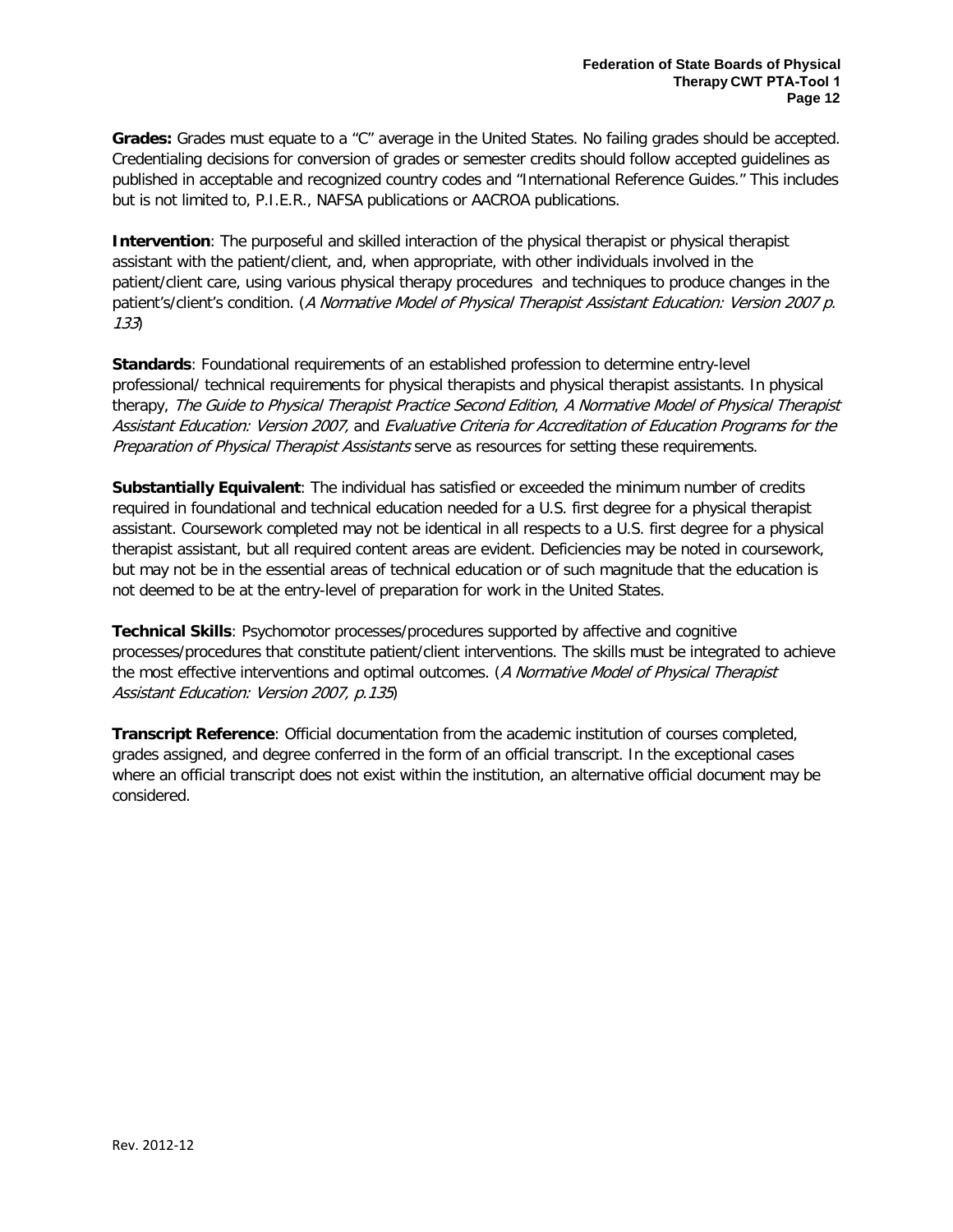**Grades:** Grades must equate to a "C" average in the United States. No failing grades should be accepted. Credentialing decisions for conversion of grades or semester credits should follow accepted guidelines as published in acceptable and recognized country codes and "International Reference Guides." This includes but is not limited to, P.I.E.R., NAFSA publications or AACROA publications.

**Intervention**: The purposeful and skilled interaction of the physical therapist or physical therapist assistant with the patient/client, and, when appropriate, with other individuals involved in the patient/client care, using various physical therapy procedures and techniques to produce changes in the patient's/client's condition. (*A Normative Model of Physical Therapist Assistant Education: Version 2007 p. 133*)

**Standards**: Foundational requirements of an established profession to determine entry-level professional/ technical requirements for physical therapists and physical therapist assistants. In physical therapy, *The Guide to Physical Therapist Practice Second Edition*, *A Normative Model of Physical Therapist Assistant Education: Version 2007,* and *Evaluative Criteria for Accreditation of Education Programs for the Preparation of Physical Therapist Assistants* serve as resources for setting these requirements.

**Substantially Equivalent**: The individual has satisfied or exceeded the minimum number of credits required in foundational and technical education needed for a U.S. first degree for a physical therapist assistant. Coursework completed may not be identical in all respects to a U.S. first degree for a physical therapist assistant, but all required content areas are evident. Deficiencies may be noted in coursework, but may not be in the essential areas of technical education or of such magnitude that the education is not deemed to be at the entry-level of preparation for work in the United States.

**Technical Skills**: Psychomotor processes/procedures supported by affective and cognitive processes/procedures that constitute patient/client interventions. The skills must be integrated to achieve the most effective interventions and optimal outcomes. (*A Normative Model of Physical Therapist Assistant Education: Version 2007, p.135*)

**Transcript Reference**: Official documentation from the academic institution of courses completed, grades assigned, and degree conferred in the form of an official transcript. In the exceptional cases where an official transcript does not exist within the institution, an alternative official document may be considered.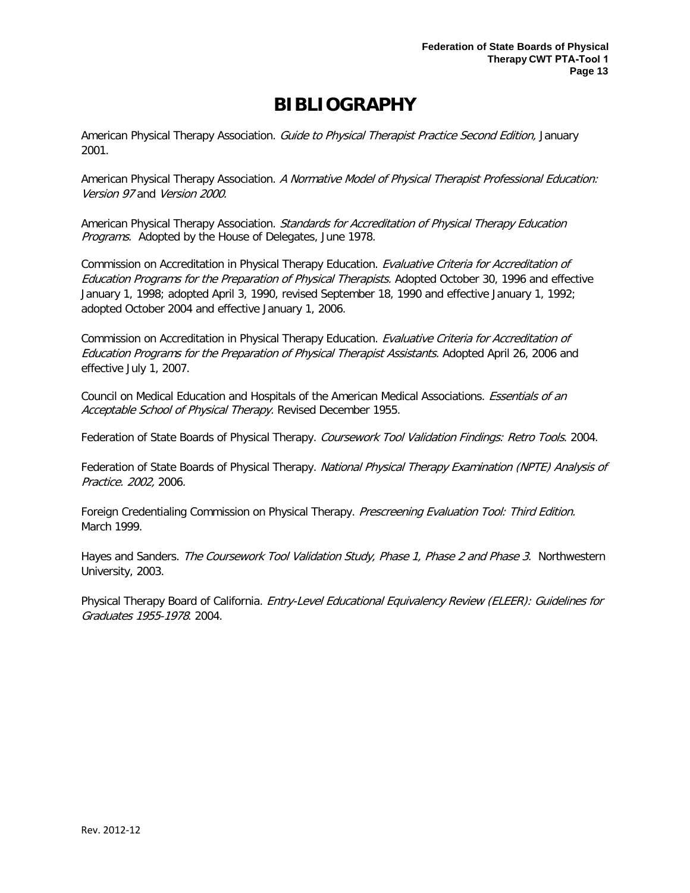# BIBLIOGRAPHY

American Physical Therapy Association. *Guide to Physical Therapist Practice Second Edition,* January 2001.

American Physical Therapy Association. *A Normative Model of Physical Therapist Professional Education: Version 97* and *Version 2000.*

American Physical Therapy Association. *Standards for Accreditation of Physical Therapy Education Programs.* Adopted by the House of Delegates, June 1978.

Commission on Accreditation in Physical Therapy Education. *Evaluative Criteria for Accreditation of Education Programs for the Preparation of Physical Therapists.* Adopted October 30, 1996 and effective January 1, 1998; adopted April 3, 1990, revised September 18, 1990 and effective January 1, 1992; adopted October 2004 and effective January 1, 2006.

Commission on Accreditation in Physical Therapy Education. *Evaluative Criteria for Accreditation of Education Programs for the Preparation of Physical Therapist Assistants.* Adopted April 26, 2006 and effective July 1, 2007.

Council on Medical Education and Hospitals of the American Medical Associations. *Essentials of an Acceptable School of Physical Therapy.* Revised December 1955.

Federation of State Boards of Physical Therapy. *Coursework Tool Validation Findings: Retro Tools.* 2004.

Federation of State Boards of Physical Therapy. *National Physical Therapy Examination (NPTE) Analysis of Practice. 2002,* 2006.

Foreign Credentialing Commission on Physical Therapy. *Prescreening Evaluation Tool: Third Edition.* March 1999.

Hayes and Sanders. *The Coursework Tool Validation Study, Phase 1, Phase 2 and Phase 3.* Northwestern University, 2003.

Physical Therapy Board of California. *Entry-Level Educational Equivalency Review (ELEER): Guidelines for Graduates 1955-1978.* 2004.